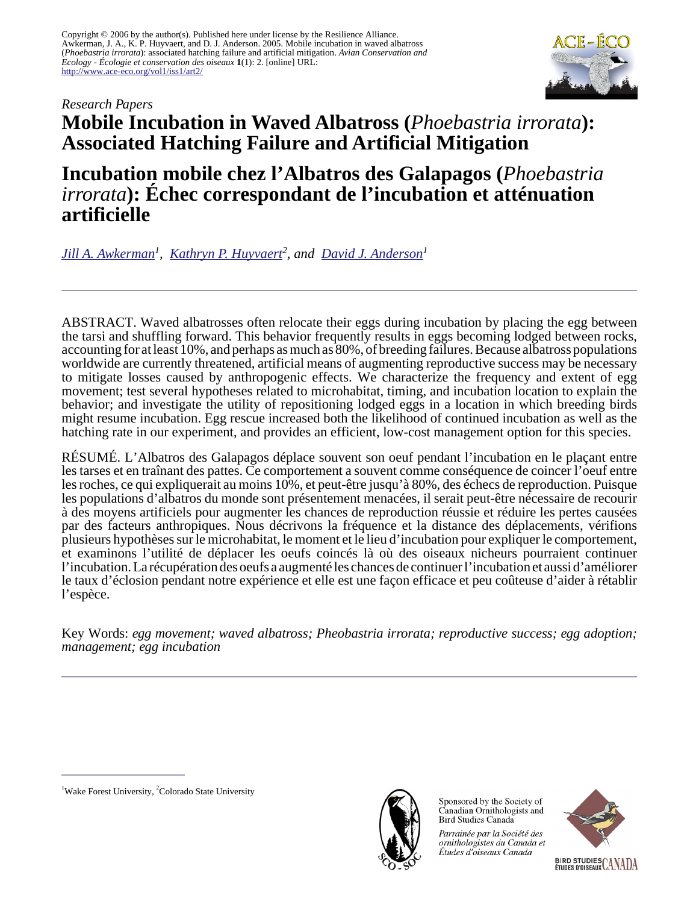Copyright © 2006 by the author(s). Published here under license by the Resilience Alliance.
Awkerman, J. A., K. P. Huyvaert, and D. J. Anderson. 2005. Mobile incubation in waved albatross (*Phoebastria irrorata*): associated hatching failure and artificial mitigation. *Avian Conservation and Ecology - Écologie et conservation des oiseaux* **1**(1): 2. [online] URL: http://www.ace-eco.org/vol1/iss1/art2/

*Research Papers*

# Mobile Incubation in Waved Albatross (*Phoebastria irrorata*): Associated Hatching Failure and Artificial Mitigation

# Incubation mobile chez l'Albatros des Galapagos (*Phoebastria irrorata*): Échec correspondant de l'incubation et atténuation artificielle

*Jill A. Awkerman[1], Kathryn P. Huyvaert[2], and David J. Anderson[1]*

ABSTRACT. Waved albatrosses often relocate their eggs during incubation by placing the egg between the tarsi and shuffling forward. This behavior frequently results in eggs becoming lodged between rocks, accounting for at least 10%, and perhaps as much as 80%, of breeding failures. Because albatross populations worldwide are currently threatened, artificial means of augmenting reproductive success may be necessary to mitigate losses caused by anthropogenic effects. We characterize the frequency and extent of egg movement; test several hypotheses related to microhabitat, timing, and incubation location to explain the behavior; and investigate the utility of repositioning lodged eggs in a location in which breeding birds might resume incubation. Egg rescue increased both the likelihood of continued incubation as well as the hatching rate in our experiment, and provides an efficient, low-cost management option for this species.

RÉSUMÉ. L'Albatros des Galapagos déplace souvent son oeuf pendant l'incubation en le plaçant entre les tarses et en traînant des pattes. Ce comportement a souvent comme conséquence de coincer l'oeuf entre les roches, ce qui expliquerait au moins 10%, et peut-être jusqu'à 80%, des échecs de reproduction. Puisque les populations d'albatros du monde sont présentement menacées, il serait peut-être nécessaire de recourir à des moyens artificiels pour augmenter les chances de reproduction réussie et réduire les pertes causées par des facteurs anthropiques. Nous décrivons la fréquence et la distance des déplacements, vérifions plusieurs hypothèses sur le microhabitat, le moment et le lieu d'incubation pour expliquer le comportement, et examinons l'utilité de déplacer les oeufs coincés là où des oiseaux nicheurs pourraient continuer l'incubation. La récupération des oeufs a augmenté les chances de continuer l'incubation et aussi d'améliorer le taux d'éclosion pendant notre expérience et elle est une façon efficace et peu coûteuse d'aider à rétablir l'espèce.

Key Words: *egg movement; waved albatross; Pheobastria irrorata; reproductive success; egg adoption; management; egg incubation*

[1]Wake Forest University, [2]Colorado State University

Sponsored by the Society of Canadian Ornithologists and Bird Studies Canada

*Parrainée par la Société des ornithologistes du Canada et Études d'oiseaux Canada*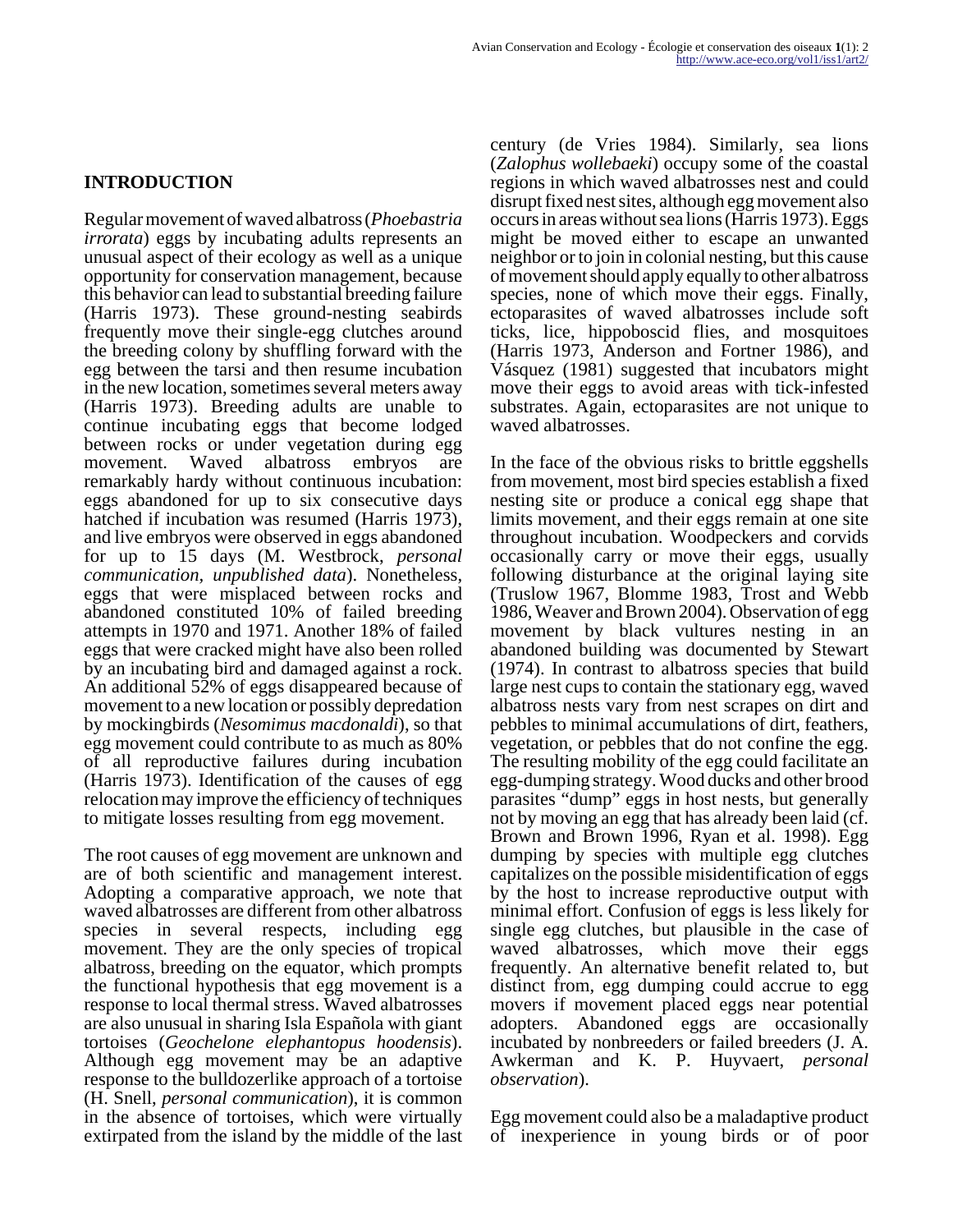## INTRODUCTION

Regular movement of waved albatross (*Phoebastria irrorata*) eggs by incubating adults represents an unusual aspect of their ecology as well as a unique opportunity for conservation management, because this behavior can lead to substantial breeding failure (Harris 1973). These ground-nesting seabirds frequently move their single-egg clutches around the breeding colony by shuffling forward with the egg between the tarsi and then resume incubation in the new location, sometimes several meters away (Harris 1973). Breeding adults are unable to continue incubating eggs that become lodged between rocks or under vegetation during egg movement. Waved albatross embryos are remarkably hardy without continuous incubation: eggs abandoned for up to six consecutive days hatched if incubation was resumed (Harris 1973), and live embryos were observed in eggs abandoned for up to 15 days (M. Westbrock, *personal communication*, *unpublished data*). Nonetheless, eggs that were misplaced between rocks and abandoned constituted 10% of failed breeding attempts in 1970 and 1971. Another 18% of failed eggs that were cracked might have also been rolled by an incubating bird and damaged against a rock. An additional 52% of eggs disappeared because of movement to a new location or possibly depredation by mockingbirds (*Nesomimus macdonaldi*), so that egg movement could contribute to as much as 80% of all reproductive failures during incubation (Harris 1973). Identification of the causes of egg relocation may improve the efficiency of techniques to mitigate losses resulting from egg movement.

The root causes of egg movement are unknown and are of both scientific and management interest. Adopting a comparative approach, we note that waved albatrosses are different from other albatross species in several respects, including egg movement. They are the only species of tropical albatross, breeding on the equator, which prompts the functional hypothesis that egg movement is a response to local thermal stress. Waved albatrosses are also unusual in sharing Isla Española with giant tortoises (*Geochelone elephantopus hoodensis*). Although egg movement may be an adaptive response to the bulldozerlike approach of a tortoise (H. Snell, *personal communication*), it is common in the absence of tortoises, which were virtually extirpated from the island by the middle of the last century (de Vries 1984). Similarly, sea lions (*Zalophus wollebaeki*) occupy some of the coastal regions in which waved albatrosses nest and could disrupt fixed nest sites, although egg movement also occurs in areas without sea lions (Harris 1973). Eggs might be moved either to escape an unwanted neighbor or to join in colonial nesting, but this cause of movement should apply equally to other albatross species, none of which move their eggs. Finally, ectoparasites of waved albatrosses include soft ticks, lice, hippoboscid flies, and mosquitoes (Harris 1973, Anderson and Fortner 1986), and Vásquez (1981) suggested that incubators might move their eggs to avoid areas with tick-infested substrates. Again, ectoparasites are not unique to waved albatrosses.

In the face of the obvious risks to brittle eggshells from movement, most bird species establish a fixed nesting site or produce a conical egg shape that limits movement, and their eggs remain at one site throughout incubation. Woodpeckers and corvids occasionally carry or move their eggs, usually following disturbance at the original laying site (Truslow 1967, Blomme 1983, Trost and Webb 1986, Weaver and Brown 2004). Observation of egg movement by black vultures nesting in an abandoned building was documented by Stewart (1974). In contrast to albatross species that build large nest cups to contain the stationary egg, waved albatross nests vary from nest scrapes on dirt and pebbles to minimal accumulations of dirt, feathers, vegetation, or pebbles that do not confine the egg. The resulting mobility of the egg could facilitate an egg-dumping strategy. Wood ducks and other brood parasites "dump" eggs in host nests, but generally not by moving an egg that has already been laid (cf. Brown and Brown 1996, Ryan et al. 1998). Egg dumping by species with multiple egg clutches capitalizes on the possible misidentification of eggs by the host to increase reproductive output with minimal effort. Confusion of eggs is less likely for single egg clutches, but plausible in the case of waved albatrosses, which move their eggs frequently. An alternative benefit related to, but distinct from, egg dumping could accrue to egg movers if movement placed eggs near potential adopters. Abandoned eggs are occasionally incubated by nonbreeders or failed breeders (J. A. Awkerman and K. P. Huyvaert, *personal observation*).

Egg movement could also be a maladaptive product of inexperience in young birds or of poor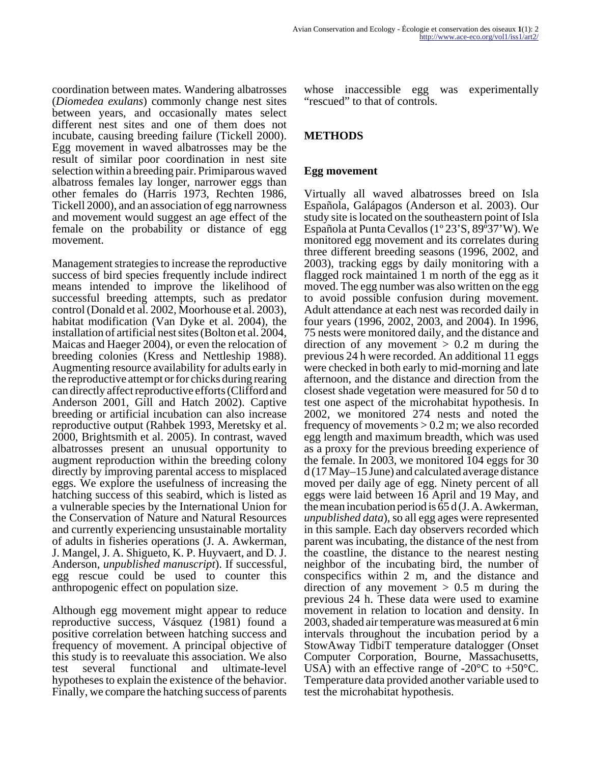coordination between mates. Wandering albatrosses (*Diomedea exulans*) commonly change nest sites between years, and occasionally mates select different nest sites and one of them does not incubate, causing breeding failure (Tickell 2000). Egg movement in waved albatrosses may be the result of similar poor coordination in nest site selection within a breeding pair. Primiparous waved albatross females lay longer, narrower eggs than other females do (Harris 1973, Rechten 1986, Tickell 2000), and an association of egg narrowness and movement would suggest an age effect of the female on the probability or distance of egg movement.

Management strategies to increase the reproductive success of bird species frequently include indirect means intended to improve the likelihood of successful breeding attempts, such as predator control (Donald et al. 2002, Moorhouse et al. 2003), habitat modification (Van Dyke et al. 2004), the installation of artificial nest sites (Bolton et al. 2004, Maicas and Haeger 2004), or even the relocation of breeding colonies (Kress and Nettleship 1988). Augmenting resource availability for adults early in the reproductive attempt or for chicks during rearing can directly affect reproductive efforts (Clifford and Anderson 2001, Gill and Hatch 2002). Captive breeding or artificial incubation can also increase reproductive output (Rahbek 1993, Meretsky et al. 2000, Brightsmith et al. 2005). In contrast, waved albatrosses present an unusual opportunity to augment reproduction within the breeding colony directly by improving parental access to misplaced eggs. We explore the usefulness of increasing the hatching success of this seabird, which is listed as a vulnerable species by the International Union for the Conservation of Nature and Natural Resources and currently experiencing unsustainable mortality of adults in fisheries operations (J. A. Awkerman, J. Mangel, J. A. Shigueto, K. P. Huyvaert, and D. J. Anderson, *unpublished manuscript*). If successful, egg rescue could be used to counter this anthropogenic effect on population size.

Although egg movement might appear to reduce reproductive success, Vásquez (1981) found a positive correlation between hatching success and frequency of movement. A principal objective of this study is to reevaluate this association. We also test several functional and ultimate-level hypotheses to explain the existence of the behavior. Finally, we compare the hatching success of parents whose inaccessible egg was experimentally "rescued" to that of controls.

## METHODS

### Egg movement

Virtually all waved albatrosses breed on Isla Española, Galápagos (Anderson et al. 2003). Our study site is located on the southeastern point of Isla Española at Punta Cevallos (1º 23'S, 89º37'W). We monitored egg movement and its correlates during three different breeding seasons (1996, 2002, and 2003), tracking eggs by daily monitoring with a flagged rock maintained 1 m north of the egg as it moved. The egg number was also written on the egg to avoid possible confusion during movement. Adult attendance at each nest was recorded daily in four years (1996, 2002, 2003, and 2004). In 1996, 75 nests were monitored daily, and the distance and direction of any movement > 0.2 m during the previous 24 h were recorded. An additional 11 eggs were checked in both early to mid-morning and late afternoon, and the distance and direction from the closest shade vegetation were measured for 50 d to test one aspect of the microhabitat hypothesis. In 2002, we monitored 274 nests and noted the frequency of movements > 0.2 m; we also recorded egg length and maximum breadth, which was used as a proxy for the previous breeding experience of the female. In 2003, we monitored 104 eggs for 30 d (17 May–15 June) and calculated average distance moved per daily age of egg. Ninety percent of all eggs were laid between 16 April and 19 May, and the mean incubation period is 65 d (J. A. Awkerman, *unpublished data*), so all egg ages were represented in this sample. Each day observers recorded which parent was incubating, the distance of the nest from the coastline, the distance to the nearest nesting neighbor of the incubating bird, the number of conspecifics within 2 m, and the distance and direction of any movement > 0.5 m during the previous 24 h. These data were used to examine movement in relation to location and density. In 2003, shaded air temperature was measured at 6 min intervals throughout the incubation period by a StowAway TidbiT temperature datalogger (Onset Computer Corporation, Bourne, Massachusetts, USA) with an effective range of -20°C to +50°C. Temperature data provided another variable used to test the microhabitat hypothesis.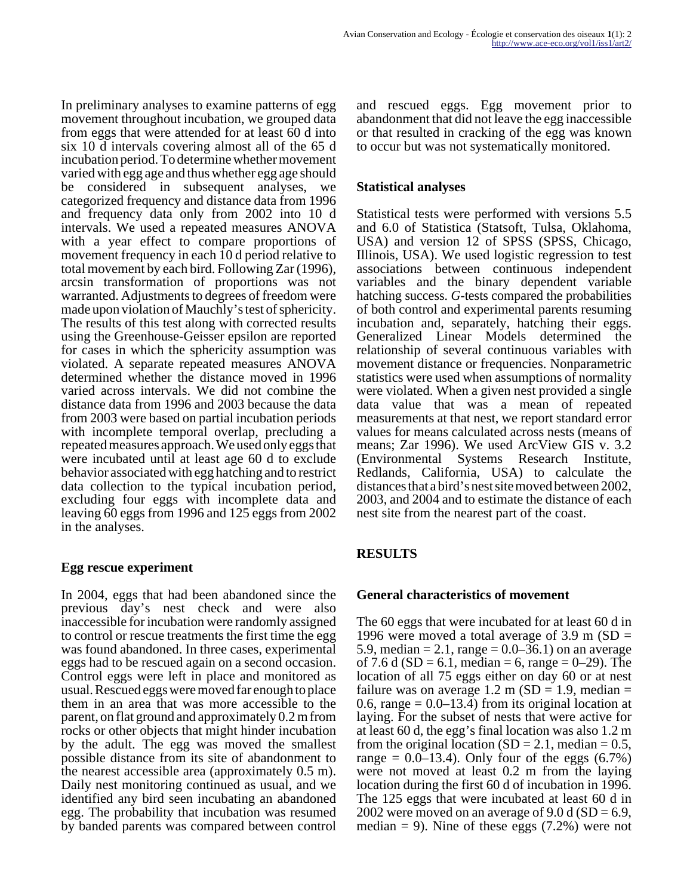In preliminary analyses to examine patterns of egg movement throughout incubation, we grouped data from eggs that were attended for at least 60 d into six 10 d intervals covering almost all of the 65 d incubation period. To determine whether movement varied with egg age and thus whether egg age should be considered in subsequent analyses, we categorized frequency and distance data from 1996 and frequency data only from 2002 into 10 d intervals. We used a repeated measures ANOVA with a year effect to compare proportions of movement frequency in each 10 d period relative to total movement by each bird. Following Zar (1996), arcsin transformation of proportions was not warranted. Adjustments to degrees of freedom were made upon violation of Mauchly's test of sphericity. The results of this test along with corrected results using the Greenhouse-Geisser epsilon are reported for cases in which the sphericity assumption was violated. A separate repeated measures ANOVA determined whether the distance moved in 1996 varied across intervals. We did not combine the distance data from 1996 and 2003 because the data from 2003 were based on partial incubation periods with incomplete temporal overlap, precluding a repeated measures approach. We used only eggs that were incubated until at least age 60 d to exclude behavior associated with egg hatching and to restrict data collection to the typical incubation period, excluding four eggs with incomplete data and leaving 60 eggs from 1996 and 125 eggs from 2002 in the analyses.

### Egg rescue experiment

In 2004, eggs that had been abandoned since the previous day's nest check and were also inaccessible for incubation were randomly assigned to control or rescue treatments the first time the egg was found abandoned. In three cases, experimental eggs had to be rescued again on a second occasion. Control eggs were left in place and monitored as usual. Rescued eggs were moved far enough to place them in an area that was more accessible to the parent, on flat ground and approximately 0.2 m from rocks or other objects that might hinder incubation by the adult. The egg was moved the smallest possible distance from its site of abandonment to the nearest accessible area (approximately 0.5 m). Daily nest monitoring continued as usual, and we identified any bird seen incubating an abandoned egg. The probability that incubation was resumed by banded parents was compared between control and rescued eggs. Egg movement prior to abandonment that did not leave the egg inaccessible or that resulted in cracking of the egg was known to occur but was not systematically monitored.

### Statistical analyses

Statistical tests were performed with versions 5.5 and 6.0 of Statistica (Statsoft, Tulsa, Oklahoma, USA) and version 12 of SPSS (SPSS, Chicago, Illinois, USA). We used logistic regression to test associations between continuous independent variables and the binary dependent variable hatching success. *G*-tests compared the probabilities of both control and experimental parents resuming incubation and, separately, hatching their eggs. Generalized Linear Models determined the relationship of several continuous variables with movement distance or frequencies. Nonparametric statistics were used when assumptions of normality were violated. When a given nest provided a single data value that was a mean of repeated measurements at that nest, we report standard error values for means calculated across nests (means of means; Zar 1996). We used ArcView GIS v. 3.2 (Environmental Systems Research Institute, Redlands, California, USA) to calculate the distances that a bird's nest site moved between 2002, 2003, and 2004 and to estimate the distance of each nest site from the nearest part of the coast.

## RESULTS

### General characteristics of movement

The 60 eggs that were incubated for at least 60 d in 1996 were moved a total average of 3.9 m (SD = 5.9, median = 2.1, range = 0.0–36.1) on an average of 7.6 d (SD = 6.1, median = 6, range = 0–29). The location of all 75 eggs either on day 60 or at nest failure was on average 1.2 m (SD = 1.9, median = 0.6, range = 0.0–13.4) from its original location at laying. For the subset of nests that were active for at least 60 d, the egg's final location was also 1.2 m from the original location (SD = 2.1, median = 0.5, range = 0.0–13.4). Only four of the eggs (6.7%) were not moved at least 0.2 m from the laying location during the first 60 d of incubation in 1996. The 125 eggs that were incubated at least 60 d in 2002 were moved on an average of 9.0 d (SD = 6.9, median = 9). Nine of these eggs (7.2%) were not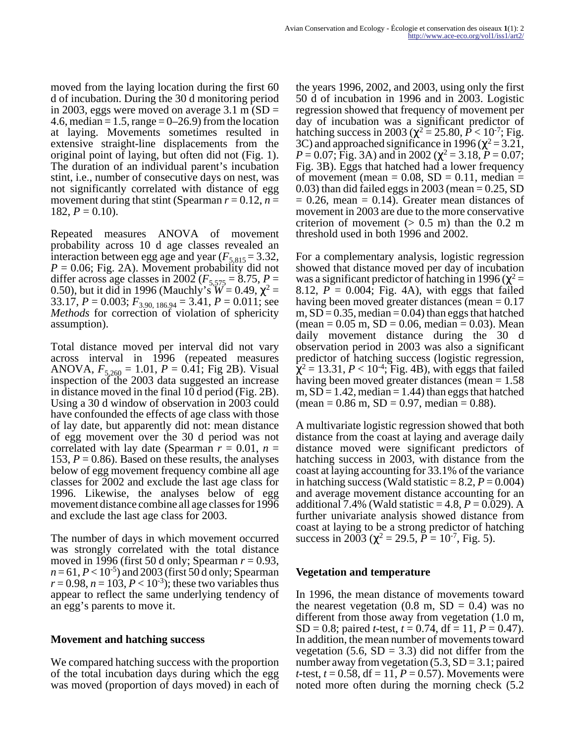moved from the laying location during the first 60 d of incubation. During the 30 d monitoring period in 2003, eggs were moved on average 3.1 m (SD = 4.6, median = 1.5, range = 0–26.9) from the location at laying. Movements sometimes resulted in extensive straight-line displacements from the original point of laying, but often did not (Fig. 1). The duration of an individual parent's incubation stint, i.e., number of consecutive days on nest, was not significantly correlated with distance of egg movement during that stint (Spearman $r = 0.12$, $n = 182$, $P = 0.10$).

Repeated measures ANOVA of movement probability across 10 d age classes revealed an interaction between egg age and year ($F_{5,815} = 3.32$, $P = 0.06$; Fig. 2A). Movement probability did not differ across age classes in 2002 ($F_{5,575} = 8.75$, $P = 0.50$), but it did in 1996 (Mauchly's $W = 0.49$, $\chi^2 = 33.17$, $P = 0.003$; $F_{3.90,\,186.94} = 3.41$, $P = 0.011$; see *Methods* for correction of violation of sphericity assumption).

Total distance moved per interval did not vary across interval in 1996 (repeated measures ANOVA, $F_{5,260} = 1.01$, $P = 0.41$; Fig 2B). Visual inspection of the 2003 data suggested an increase in distance moved in the final 10 d period (Fig. 2B). Using a 30 d window of observation in 2003 could have confounded the effects of age class with those of lay date, but apparently did not: mean distance of egg movement over the 30 d period was not correlated with lay date (Spearman $r = 0.01$, $n = 153$, $P = 0.86$). Based on these results, the analyses below of egg movement frequency combine all age classes for 2002 and exclude the last age class for 1996. Likewise, the analyses below of egg movement distance combine all age classes for 1996 and exclude the last age class for 2003.

The number of days in which movement occurred was strongly correlated with the total distance moved in 1996 (first 50 d only; Spearman $r = 0.93$, $n = 61$, $P < 10^{-5}$) and 2003 (first 50 d only; Spearman $r = 0.98$, $n = 103$, $P < 10^{-3}$); these two variables thus appear to reflect the same underlying tendency of an egg's parents to move it.

## Movement and hatching success

We compared hatching success with the proportion of the total incubation days during which the egg was moved (proportion of days moved) in each of the years 1996, 2002, and 2003, using only the first 50 d of incubation in 1996 and in 2003. Logistic regression showed that frequency of movement per day of incubation was a significant predictor of hatching success in 2003 ($\chi^2 = 25.80$, $P < 10^{-7}$; Fig. 3C) and approached significance in 1996 ($\chi^2 = 3.21$, $P = 0.07$; Fig. 3A) and in 2002 ($\chi^2 = 3.18$, $P = 0.07$; Fig. 3B). Eggs that hatched had a lower frequency of movement (mean = 0.08, SD = 0.11, median = 0.03) than did failed eggs in 2003 (mean = 0.25, SD = 0.26, mean = 0.14). Greater mean distances of movement in 2003 are due to the more conservative criterion of movement (> 0.5 m) than the 0.2 m threshold used in both 1996 and 2002.

For a complementary analysis, logistic regression showed that distance moved per day of incubation was a significant predictor of hatching in 1996 ($\chi^2 = 8.12$, $P = 0.004$; Fig. 4A), with eggs that failed having been moved greater distances (mean = 0.17 m, SD = 0.35, median = 0.04) than eggs that hatched (mean = 0.05 m, SD = 0.06, median = 0.03). Mean daily movement distance during the 30 d observation period in 2003 was also a significant predictor of hatching success (logistic regression, $\chi^2 = 13.31$, $P < 10^{-4}$; Fig. 4B), with eggs that failed having been moved greater distances (mean = 1.58 m, SD = 1.42, median = 1.44) than eggs that hatched (mean = 0.86 m, SD = 0.97, median = 0.88).

A multivariate logistic regression showed that both distance from the coast at laying and average daily distance moved were significant predictors of hatching success in 2003, with distance from the coast at laying accounting for 33.1% of the variance in hatching success (Wald statistic = 8.2, $P = 0.004$) and average movement distance accounting for an additional 7.4% (Wald statistic = 4.8, $P = 0.029$). A further univariate analysis showed distance from coast at laying to be a strong predictor of hatching success in 2003 ($\chi^2 = 29.5$, $P = 10^{-7}$, Fig. 5).

## Vegetation and temperature

In 1996, the mean distance of movements toward the nearest vegetation (0.8 m, SD = 0.4) was no different from those away from vegetation (1.0 m, SD = 0.8; paired *t*-test, $t = 0.74$, df = 11, $P = 0.47$). In addition, the mean number of movements toward vegetation (5.6, SD = 3.3) did not differ from the number away from vegetation (5.3, SD = 3.1; paired *t*-test, $t = 0.58$, df = 11, $P = 0.57$). Movements were noted more often during the morning check (5.2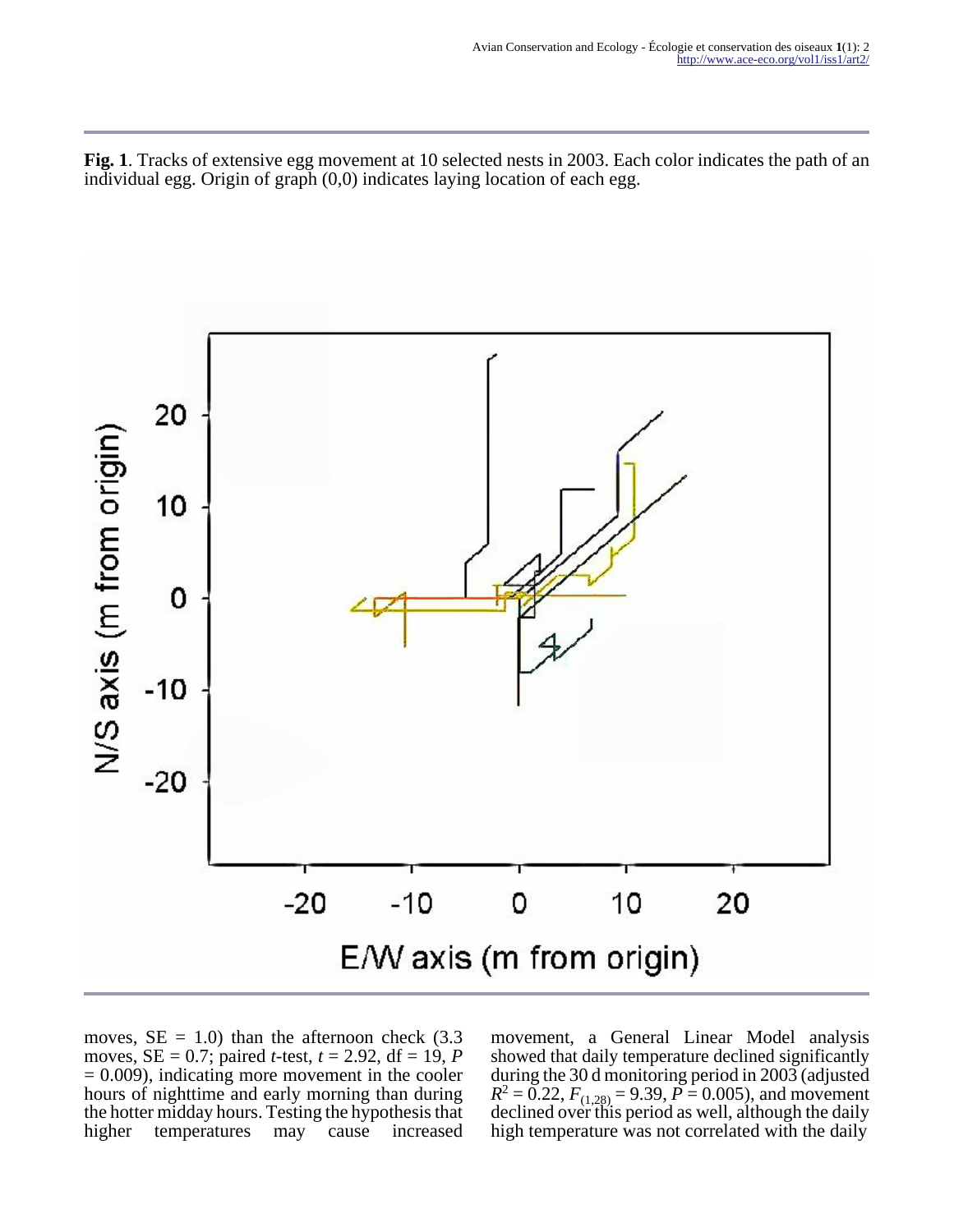**Fig. 1**. Tracks of extensive egg movement at 10 selected nests in 2003. Each color indicates the path of an individual egg. Origin of graph (0,0) indicates laying location of each egg.

moves, SE = 1.0) than the afternoon check (3.3 moves, SE = 0.7; paired *t*-test, $t = 2.92$, df = 19, $P = 0.009$), indicating more movement in the cooler hours of nighttime and early morning than during the hotter midday hours. Testing the hypothesis that higher temperatures may cause increased movement, a General Linear Model analysis showed that daily temperature declined significantly during the 30 d monitoring period in 2003 (adjusted $R^2 = 0.22$, $F_{(1,28)} = 9.39$, $P = 0.005$), and movement declined over this period as well, although the daily high temperature was not correlated with the daily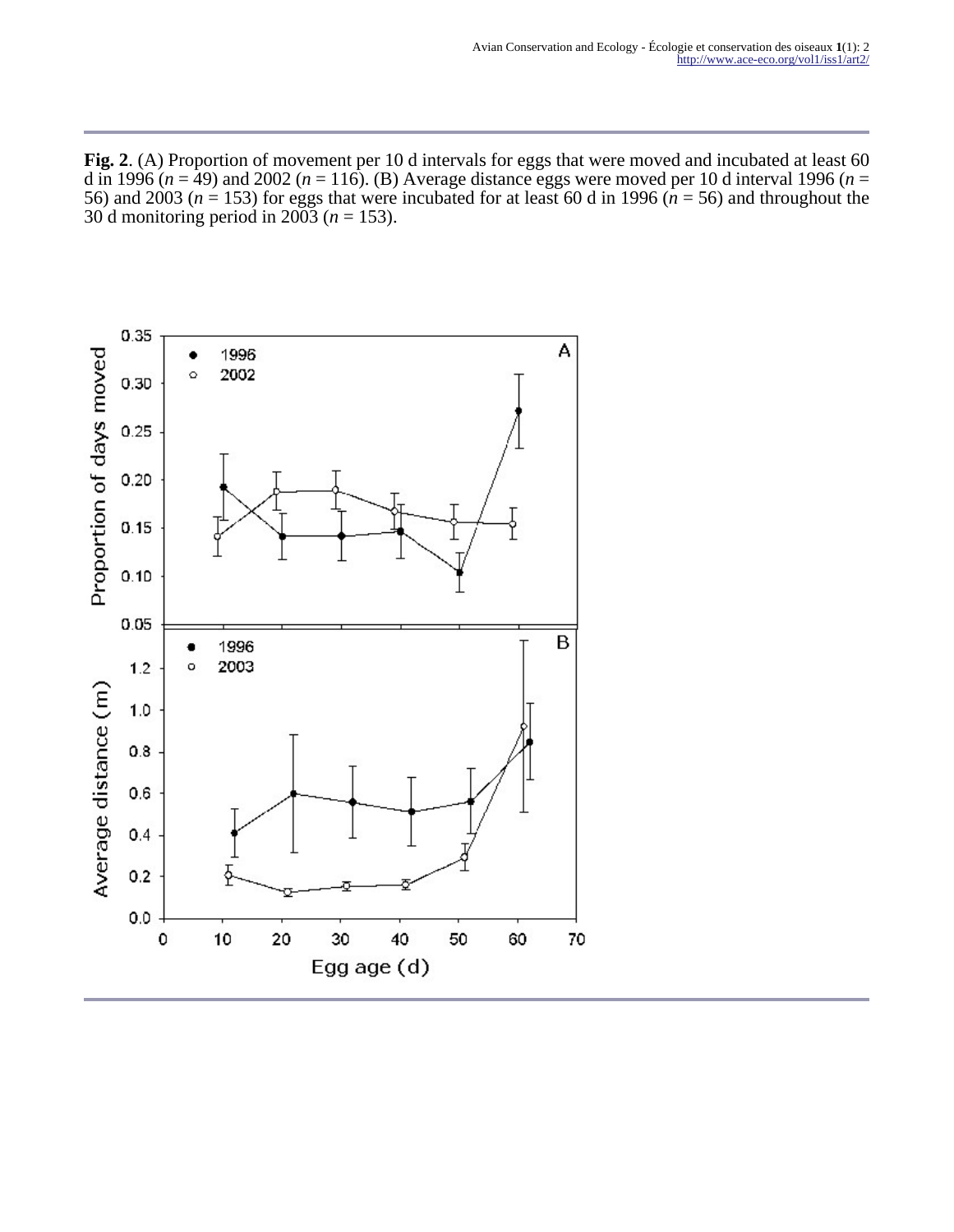**Fig. 2**. (A) Proportion of movement per 10 d intervals for eggs that were moved and incubated at least 60 d in 1996 ($n$ = 49) and 2002 ($n$ = 116). (B) Average distance eggs were moved per 10 d interval 1996 ($n$ = 56) and 2003 ($n$ = 153) for eggs that were incubated for at least 60 d in 1996 ($n$ = 56) and throughout the 30 d monitoring period in 2003 ($n$ = 153).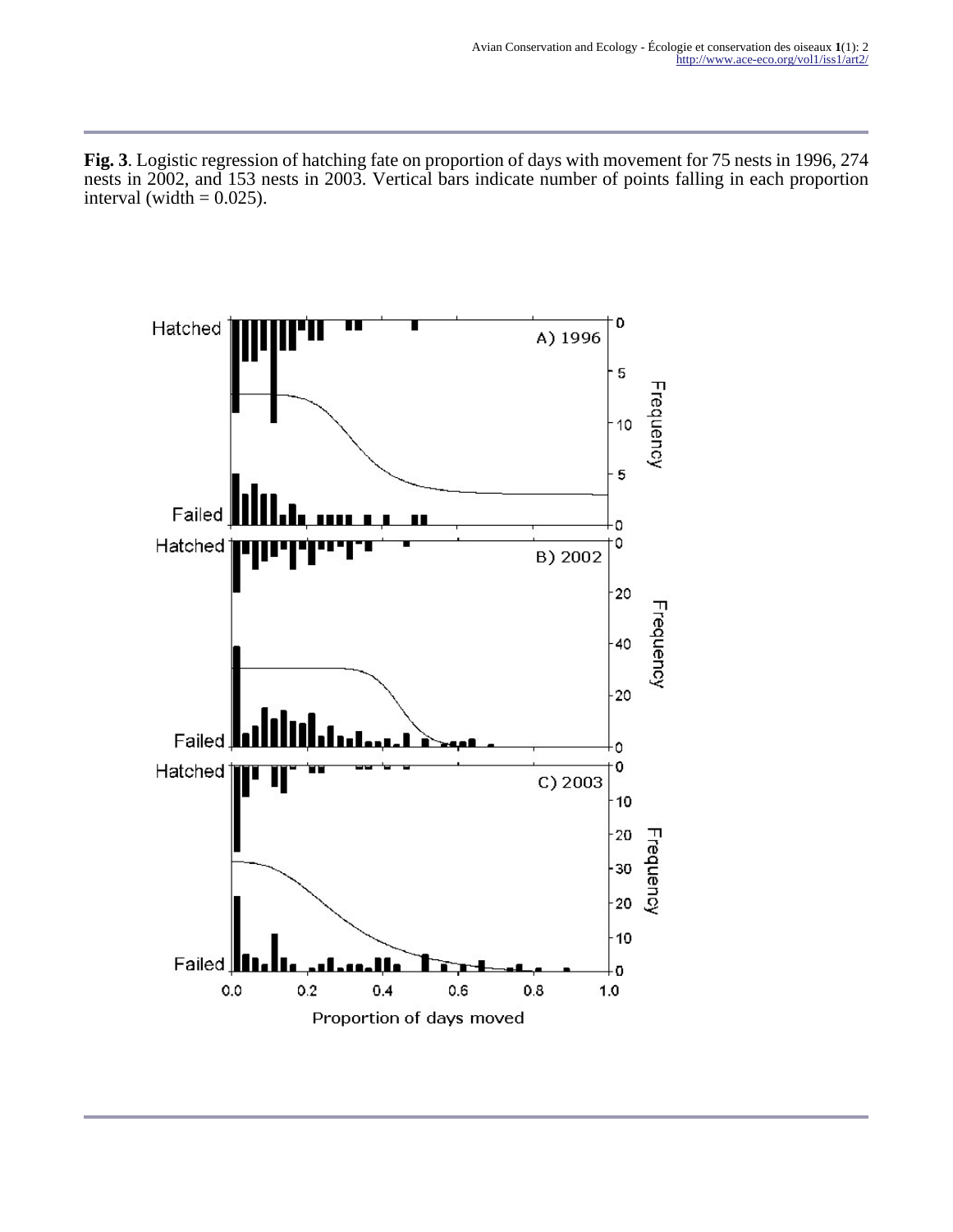**Fig. 3**. Logistic regression of hatching fate on proportion of days with movement for 75 nests in 1996, 274 nests in 2002, and 153 nests in 2003. Vertical bars indicate number of points falling in each proportion interval (width = 0.025).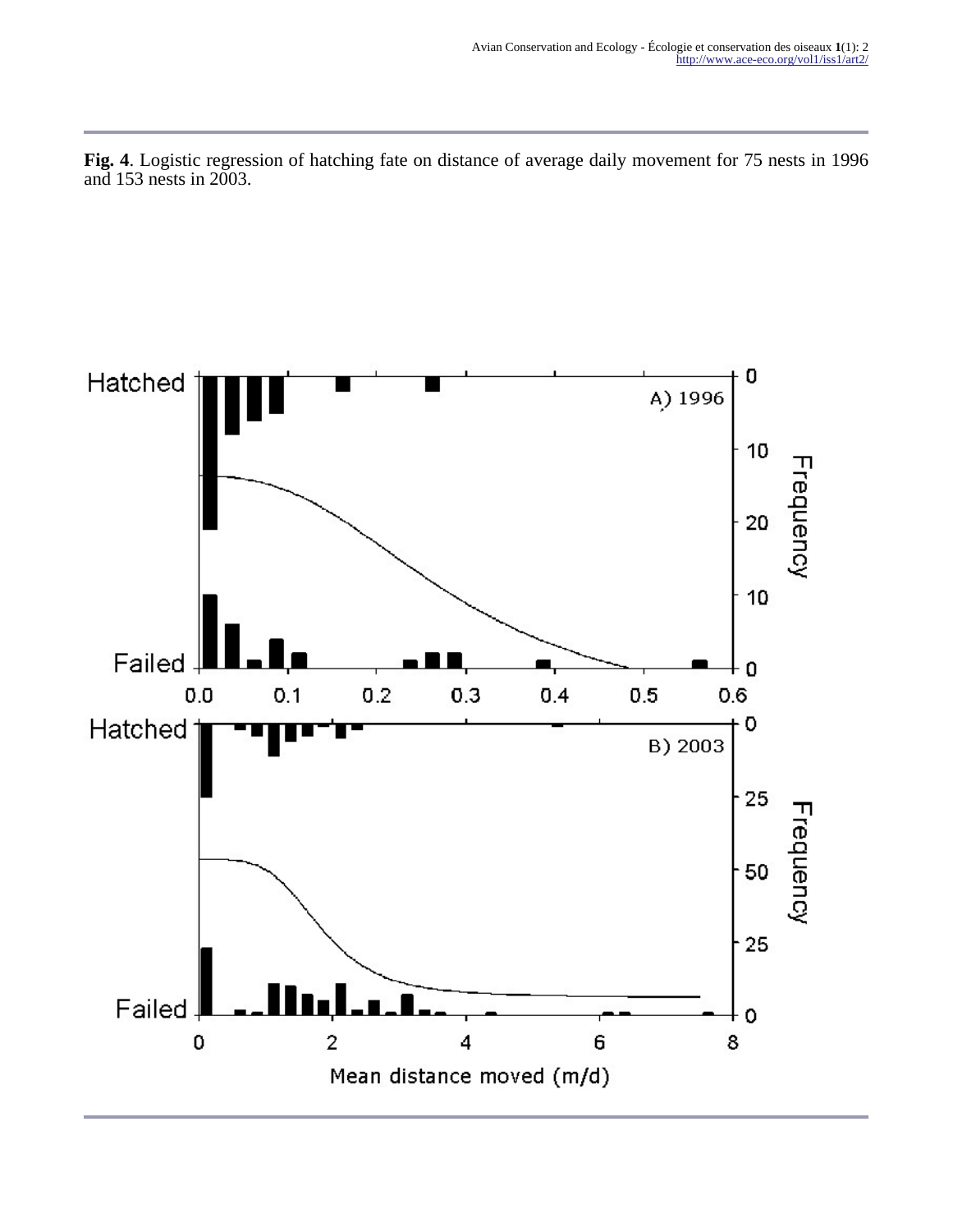**Fig. 4**. Logistic regression of hatching fate on distance of average daily movement for 75 nests in 1996 and 153 nests in 2003.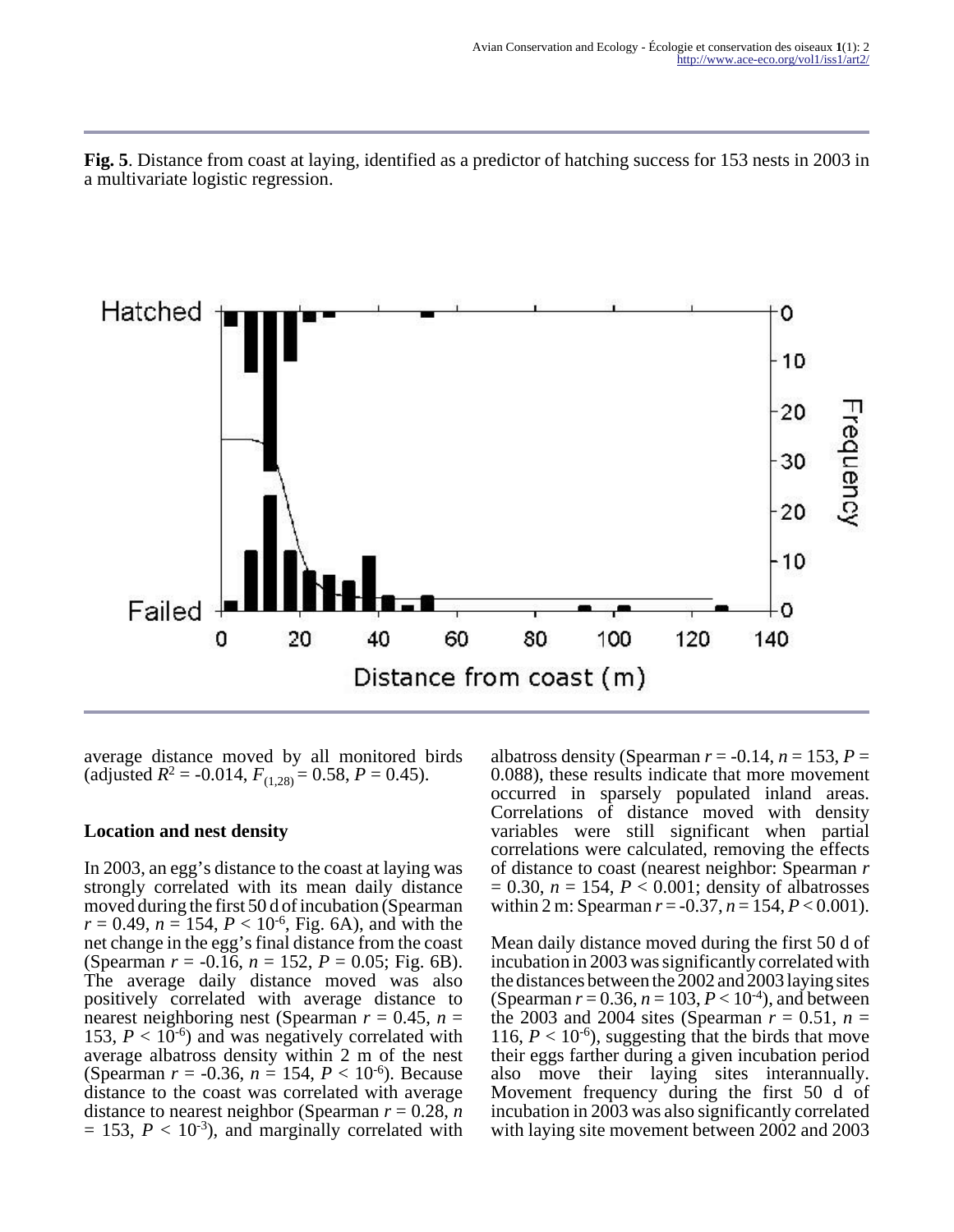**Fig. 5**. Distance from coast at laying, identified as a predictor of hatching success for 153 nests in 2003 in a multivariate logistic regression.

average distance moved by all monitored birds (adjusted $R^2 = -0.014$, $F_{(1,28)} = 0.58$, $P = 0.45$).

### Location and nest density

In 2003, an egg's distance to the coast at laying was strongly correlated with its mean daily distance moved during the first 50 d of incubation (Spearman $r = 0.49$, $n = 154$, $P < 10^{-6}$, Fig. 6A), and with the net change in the egg's final distance from the coast (Spearman $r = -0.16$, $n = 152$, $P = 0.05$; Fig. 6B). The average daily distance moved was also positively correlated with average distance to nearest neighboring nest (Spearman $r = 0.45$, $n = 153$, $P < 10^{-6}$) and was negatively correlated with average albatross density within 2 m of the nest (Spearman $r = -0.36$, $n = 154$, $P < 10^{-6}$). Because distance to the coast was correlated with average distance to nearest neighbor (Spearman $r = 0.28$, $n = 153$, $P < 10^{-3}$), and marginally correlated with albatross density (Spearman $r = -0.14$, $n = 153$, $P = 0.088$), these results indicate that more movement occurred in sparsely populated inland areas. Correlations of distance moved with density variables were still significant when partial correlations were calculated, removing the effects of distance to coast (nearest neighbor: Spearman $r = 0.30$, $n = 154$, $P < 0.001$; density of albatrosses within 2 m: Spearman $r = -0.37$, $n = 154$, $P < 0.001$).

Mean daily distance moved during the first 50 d of incubation in 2003 was significantly correlated with the distances between the 2002 and 2003 laying sites (Spearman $r = 0.36$, $n = 103$, $P < 10^{-4}$), and between the 2003 and 2004 sites (Spearman $r = 0.51$, $n = 116$, $P < 10^{-6}$), suggesting that the birds that move their eggs farther during a given incubation period also move their laying sites interannually. Movement frequency during the first 50 d of incubation in 2003 was also significantly correlated with laying site movement between 2002 and 2003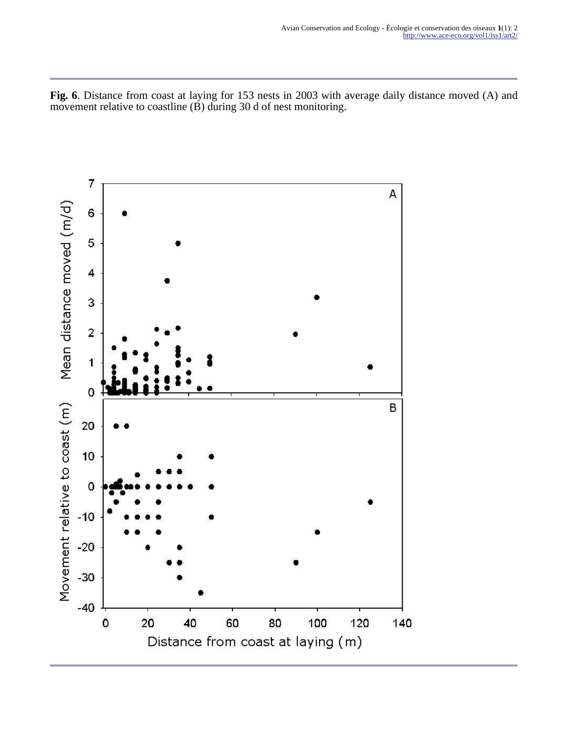**Fig. 6**. Distance from coast at laying for 153 nests in 2003 with average daily distance moved (A) and movement relative to coastline (B) during 30 d of nest monitoring.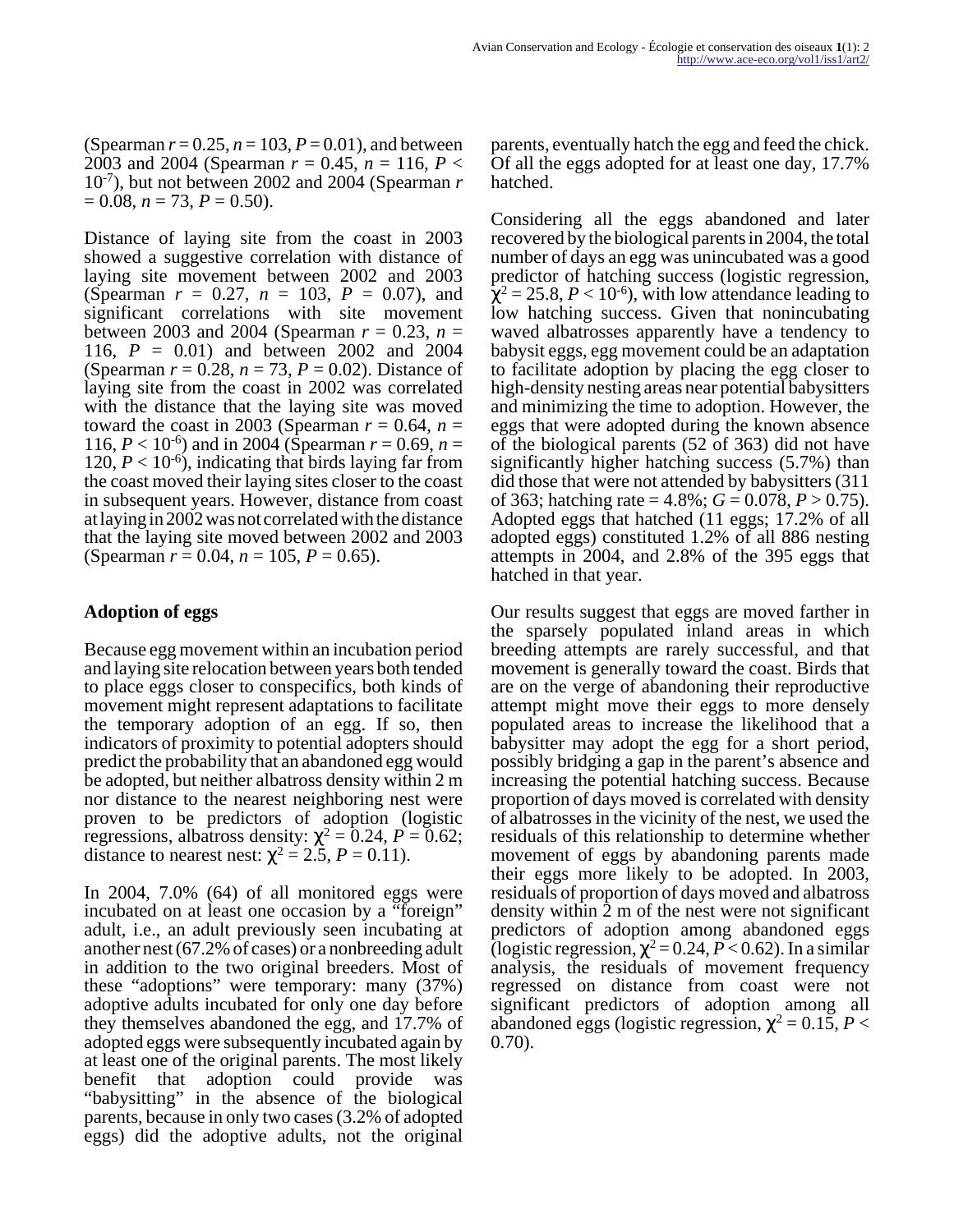(Spearman $r = 0.25$, $n = 103$, $P = 0.01$), and between 2003 and 2004 (Spearman $r = 0.45$, $n = 116$, $P < 10^{-7}$), but not between 2002 and 2004 (Spearman $r = 0.08$, $n = 73$, $P = 0.50$).

Distance of laying site from the coast in 2003 showed a suggestive correlation with distance of laying site movement between 2002 and 2003 (Spearman $r = 0.27$, $n = 103$, $P = 0.07$), and significant correlations with site movement between 2003 and 2004 (Spearman $r = 0.23$, $n = 116$, $P = 0.01$) and between 2002 and 2004 (Spearman $r = 0.28$, $n = 73$, $P = 0.02$). Distance of laying site from the coast in 2002 was correlated with the distance that the laying site was moved toward the coast in 2003 (Spearman $r = 0.64$, $n = 116$, $P < 10^{-6}$) and in 2004 (Spearman $r = 0.69$, $n = 120$, $P < 10^{-6}$), indicating that birds laying far from the coast moved their laying sites closer to the coast in subsequent years. However, distance from coast at laying in 2002 was not correlated with the distance that the laying site moved between 2002 and 2003 (Spearman $r = 0.04$, $n = 105$, $P = 0.65$).

## Adoption of eggs

Because egg movement within an incubation period and laying site relocation between years both tended to place eggs closer to conspecifics, both kinds of movement might represent adaptations to facilitate the temporary adoption of an egg. If so, then indicators of proximity to potential adopters should predict the probability that an abandoned egg would be adopted, but neither albatross density within 2 m nor distance to the nearest neighboring nest were proven to be predictors of adoption (logistic regressions, albatross density: $\chi^2 = 0.24$, $P = 0.62$; distance to nearest nest: $\chi^2 = 2.5$, $P = 0.11$).

In 2004, 7.0% (64) of all monitored eggs were incubated on at least one occasion by a "foreign" adult, i.e., an adult previously seen incubating at another nest (67.2% of cases) or a nonbreeding adult in addition to the two original breeders. Most of these "adoptions" were temporary: many (37%) adoptive adults incubated for only one day before they themselves abandoned the egg, and 17.7% of adopted eggs were subsequently incubated again by at least one of the original parents. The most likely benefit that adoption could provide was "babysitting" in the absence of the biological parents, because in only two cases (3.2% of adopted eggs) did the adoptive adults, not the original parents, eventually hatch the egg and feed the chick. Of all the eggs adopted for at least one day, 17.7% hatched.

Considering all the eggs abandoned and later recovered by the biological parents in 2004, the total number of days an egg was unincubated was a good predictor of hatching success (logistic regression, $\chi^2 = 25.8$, $P < 10^{-6}$), with low attendance leading to low hatching success. Given that nonincubating waved albatrosses apparently have a tendency to babysit eggs, egg movement could be an adaptation to facilitate adoption by placing the egg closer to high-density nesting areas near potential babysitters and minimizing the time to adoption. However, the eggs that were adopted during the known absence of the biological parents (52 of 363) did not have significantly higher hatching success (5.7%) than did those that were not attended by babysitters (311 of 363; hatching rate = 4.8%; $G = 0.078$, $P > 0.75$). Adopted eggs that hatched (11 eggs; 17.2% of all adopted eggs) constituted 1.2% of all 886 nesting attempts in 2004, and 2.8% of the 395 eggs that hatched in that year.

Our results suggest that eggs are moved farther in the sparsely populated inland areas in which breeding attempts are rarely successful, and that movement is generally toward the coast. Birds that are on the verge of abandoning their reproductive attempt might move their eggs to more densely populated areas to increase the likelihood that a babysitter may adopt the egg for a short period, possibly bridging a gap in the parent's absence and increasing the potential hatching success. Because proportion of days moved is correlated with density of albatrosses in the vicinity of the nest, we used the residuals of this relationship to determine whether movement of eggs by abandoning parents made their eggs more likely to be adopted. In 2003, residuals of proportion of days moved and albatross density within 2 m of the nest were not significant predictors of adoption among abandoned eggs (logistic regression, $\chi^2 = 0.24$, $P < 0.62$). In a similar analysis, the residuals of movement frequency regressed on distance from coast were not significant predictors of adoption among all abandoned eggs (logistic regression, $\chi^2 = 0.15$, $P < 0.70$).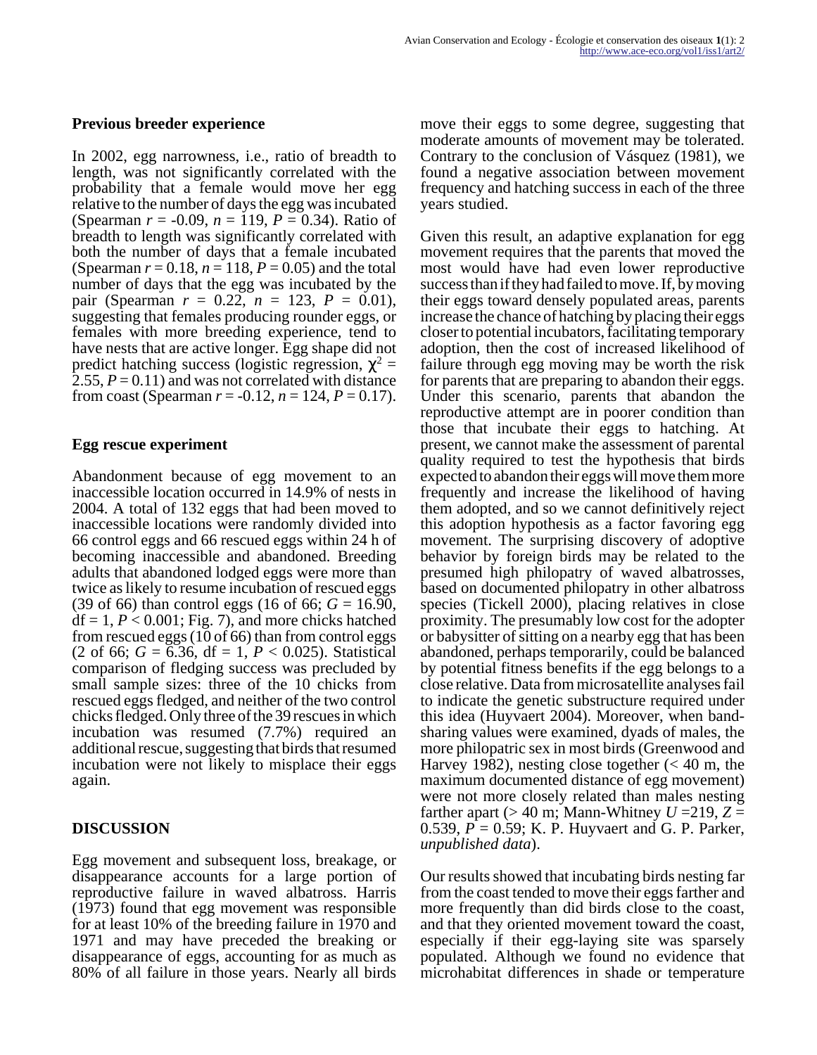### Previous breeder experience

In 2002, egg narrowness, i.e., ratio of breadth to length, was not significantly correlated with the probability that a female would move her egg relative to the number of days the egg was incubated (Spearman $r = -0.09$, $n = 119$, $P = 0.34$). Ratio of breadth to length was significantly correlated with both the number of days that a female incubated (Spearman $r = 0.18$, $n = 118$, $P = 0.05$) and the total number of days that the egg was incubated by the pair (Spearman $r = 0.22$, $n = 123$, $P = 0.01$), suggesting that females producing rounder eggs, or females with more breeding experience, tend to have nests that are active longer. Egg shape did not predict hatching success (logistic regression, $\chi^2 = 2.55$, $P = 0.11$) and was not correlated with distance from coast (Spearman $r = -0.12$, $n = 124$, $P = 0.17$).

### Egg rescue experiment

Abandonment because of egg movement to an inaccessible location occurred in 14.9% of nests in 2004. A total of 132 eggs that had been moved to inaccessible locations were randomly divided into 66 control eggs and 66 rescued eggs within 24 h of becoming inaccessible and abandoned. Breeding adults that abandoned lodged eggs were more than twice as likely to resume incubation of rescued eggs (39 of 66) than control eggs (16 of 66; $G = 16.90$, df = 1, $P < 0.001$; Fig. 7), and more chicks hatched from rescued eggs (10 of 66) than from control eggs (2 of 66; $G = 6.36$, df = 1, $P < 0.025$). Statistical comparison of fledging success was precluded by small sample sizes: three of the 10 chicks from rescued eggs fledged, and neither of the two control chicks fledged. Only three of the 39 rescues in which incubation was resumed (7.7%) required an additional rescue, suggesting that birds that resumed incubation were not likely to misplace their eggs again.

## DISCUSSION

Egg movement and subsequent loss, breakage, or disappearance accounts for a large portion of reproductive failure in waved albatrosses. Harris (1973) found that egg movement was responsible for at least 10% of the breeding failure in 1970 and 1971 and may have preceded the breaking or disappearance of eggs, accounting for as much as 80% of all failure in those years. Nearly all birds move their eggs to some degree, suggesting that moderate amounts of movement may be tolerated. Contrary to the conclusion of Vásquez (1981), we found a negative association between movement frequency and hatching success in each of the three years studied.

Given this result, an adaptive explanation for egg movement requires that the parents that moved the most would have had even lower reproductive success than if they had failed to move. If, by moving their eggs toward densely populated areas, parents increase the chance of hatching by placing their eggs closer to potential incubators, facilitating temporary adoption, then the cost of increased likelihood of failure through egg moving may be worth the risk for parents that are preparing to abandon their eggs. Under this scenario, parents that abandon the reproductive attempt are in poorer condition than those that incubate their eggs to hatching. At present, we cannot make the assessment of parental quality required to test the hypothesis that birds expected to abandon their eggs will move them more frequently and increase the likelihood of having them adopted, and so we cannot definitively reject this adoption hypothesis as a factor favoring egg movement. The surprising discovery of adoptive behavior by foreign birds may be related to the presumed high philopatry of waved albatrosses, based on documented philopatry in other albatross species (Tickell 2000), placing relatives in close proximity. The presumably low cost for the adopter or babysitter of sitting on a nearby egg that has been abandoned, perhaps temporarily, could be balanced by potential fitness benefits if the egg belongs to a close relative. Data from microsatellite analyses fail to indicate the genetic substructure required under this idea (Huyvaert 2004). Moreover, when band-sharing values were examined, dyads of males, the more philopatric sex in most birds (Greenwood and Harvey 1982), nesting close together (< 40 m, the maximum documented distance of egg movement) were not more closely related than males nesting farther apart (> 40 m; Mann-Whitney $U = 219$, $Z = 0.539$, $P = 0.59$; K. P. Huyvaert and G. P. Parker, *unpublished data*).

Our results showed that incubating birds nesting far from the coast tended to move their eggs farther and more frequently than did birds close to the coast, and that they oriented movement toward the coast, especially if their egg-laying site was sparsely populated. Although we found no evidence that microhabitat differences in shade or temperature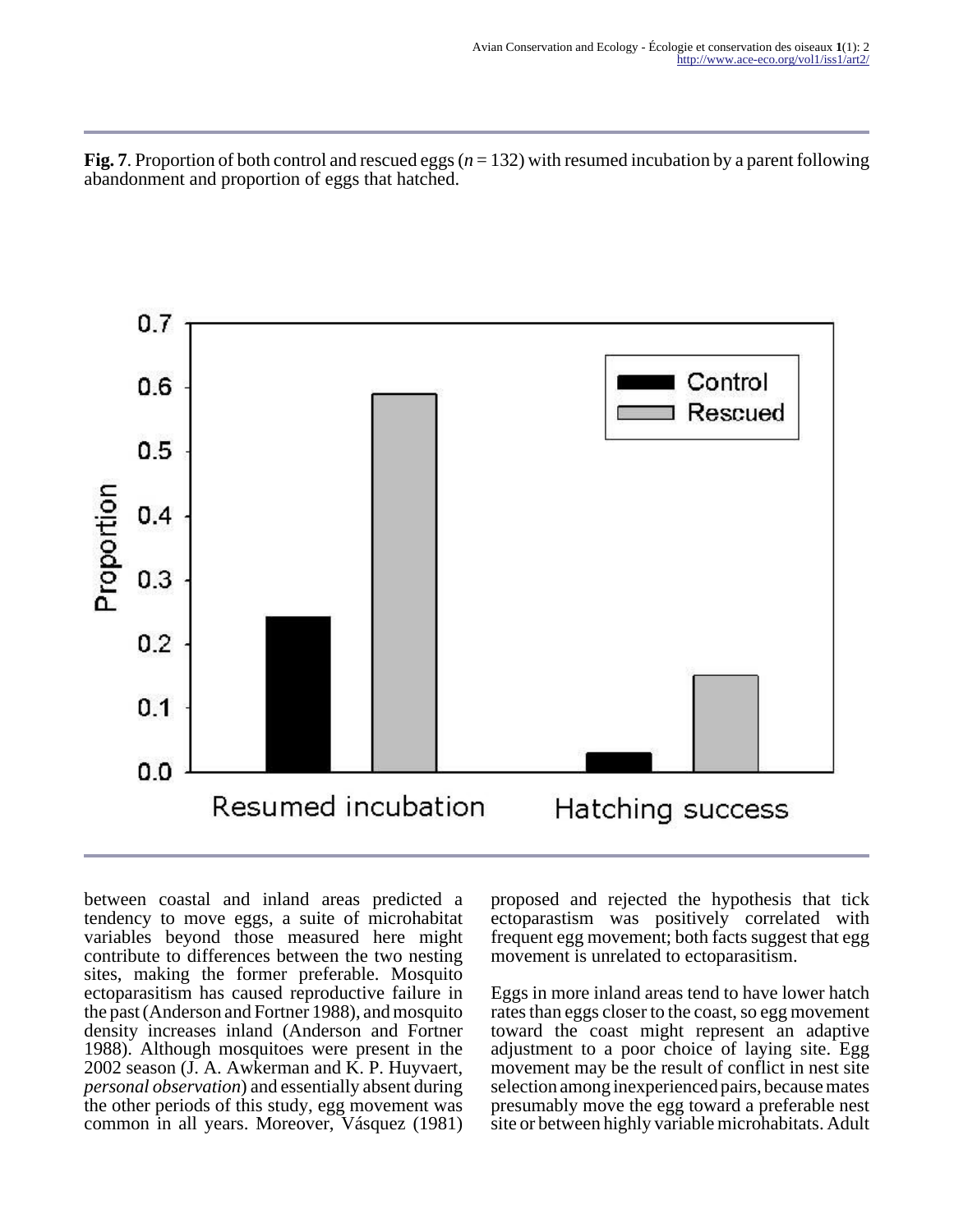**Fig. 7**. Proportion of both control and rescued eggs ($n$ = 132) with resumed incubation by a parent following abandonment and proportion of eggs that hatched.

between coastal and inland areas predicted a tendency to move eggs, a suite of microhabitat variables beyond those measured here might contribute to differences between the two nesting sites, making the former preferable. Mosquito ectoparasitism has caused reproductive failure in the past (Anderson and Fortner 1988), and mosquito density increases inland (Anderson and Fortner 1988). Although mosquitoes were present in the 2002 season (J. A. Awkerman and K. P. Huyvaert, *personal observation*) and essentially absent during the other periods of this study, egg movement was common in all years. Moreover, Vásquez (1981) proposed and rejected the hypothesis that tick ectoparastism was positively correlated with frequent egg movement; both facts suggest that egg movement is unrelated to ectoparasitism.

Eggs in more inland areas tend to have lower hatch rates than eggs closer to the coast, so egg movement toward the coast might represent an adaptive adjustment to a poor choice of laying site. Egg movement may be the result of conflict in nest site selection among inexperienced pairs, because mates presumably move the egg toward a preferable nest site or between highly variable microhabitats. Adult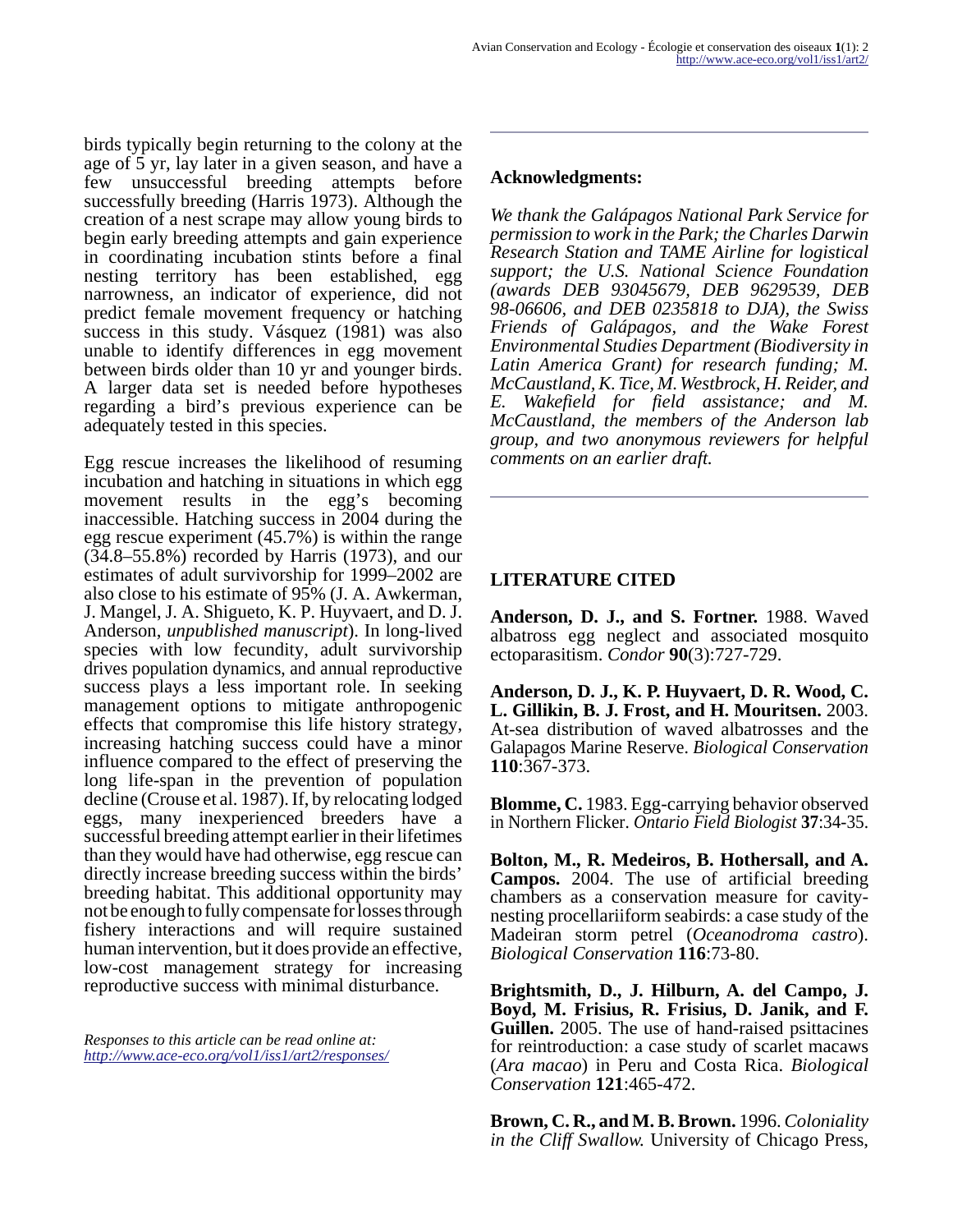birds typically begin returning to the colony at the age of 5 yr, lay later in a given season, and have a few unsuccessful breeding attempts before successfully breeding (Harris 1973). Although the creation of a nest scrape may allow young birds to begin early breeding attempts and gain experience in coordinating incubation stints before a final nesting territory has been established, egg narrowness, an indicator of experience, did not predict female movement frequency or hatching success in this study. Vásquez (1981) was also unable to identify differences in egg movement between birds older than 10 yr and younger birds. A larger data set is needed before hypotheses regarding a bird's previous experience can be adequately tested in this species.

Egg rescue increases the likelihood of resuming incubation and hatching in situations in which egg movement results in the egg's becoming inaccessible. Hatching success in 2004 during the egg rescue experiment (45.7%) is within the range (34.8–55.8%) recorded by Harris (1973), and our estimates of adult survivorship for 1999–2002 are also close to his estimate of 95% (J. A. Awkerman, J. Mangel, J. A. Shigueto, K. P. Huyvaert, and D. J. Anderson, *unpublished manuscript*). In long-lived species with low fecundity, adult survivorship drives population dynamics, and annual reproductive success plays a less important role. In seeking management options to mitigate anthropogenic effects that compromise this life history strategy, increasing hatching success could have a minor influence compared to the effect of preserving the long life-span in the prevention of population decline (Crouse et al. 1987). If, by relocating lodged eggs, many inexperienced breeders have a successful breeding attempt earlier in their lifetimes than they would have had otherwise, egg rescue can directly increase breeding success within the birds' breeding habitat. This additional opportunity may not be enough to fully compensate for losses through fishery interactions and will require sustained human intervention, but it does provide an effective, low-cost management strategy for increasing reproductive success with minimal disturbance.

*Responses to this article can be read online at:*
*http://www.ace-eco.org/vol1/iss1/art2/responses/*

## Acknowledgments:

*We thank the Galápagos National Park Service for permission to work in the Park; the Charles Darwin Research Station and TAME Airline for logistical support; the U.S. National Science Foundation (awards DEB 93045679, DEB 9629539, DEB 98-06606, and DEB 0235818 to DJA), the Swiss Friends of Galápagos, and the Wake Forest Environmental Studies Department (Biodiversity in Latin America Grant) for research funding; M. McCaustland, K. Tice, M. Westbrock, H. Reider, and E. Wakefield for field assistance; and M. McCaustland, the members of the Anderson lab group, and two anonymous reviewers for helpful comments on an earlier draft.*

## LITERATURE CITED

**Anderson, D. J., and S. Fortner.** 1988. Waved albatross egg neglect and associated mosquito ectoparasitism. *Condor* **90**(3):727-729.

**Anderson, D. J., K. P. Huyvaert, D. R. Wood, C. L. Gillikin, B. J. Frost, and H. Mouritsen.** 2003. At-sea distribution of waved albatrosses and the Galapagos Marine Reserve. *Biological Conservation* **110**:367-373.

**Blomme, C.** 1983. Egg-carrying behavior observed in Northern Flicker. *Ontario Field Biologist* **37**:34-35.

**Bolton, M., R. Medeiros, B. Hothersall, and A. Campos.** 2004. The use of artificial breeding chambers as a conservation measure for cavity-nesting procellariiform seabirds: a case study of the Madeiran storm petrel (*Oceanodroma castro*). *Biological Conservation* **116**:73-80.

**Brightsmith, D., J. Hilburn, A. del Campo, J. Boyd, M. Frisius, R. Frisius, D. Janik, and F. Guillen.** 2005. The use of hand-raised psittacines for reintroduction: a case study of scarlet macaws (*Ara macao*) in Peru and Costa Rica. *Biological Conservation* **121**:465-472.

**Brown, C. R., and M. B. Brown.** 1996. *Coloniality in the Cliff Swallow.* University of Chicago Press,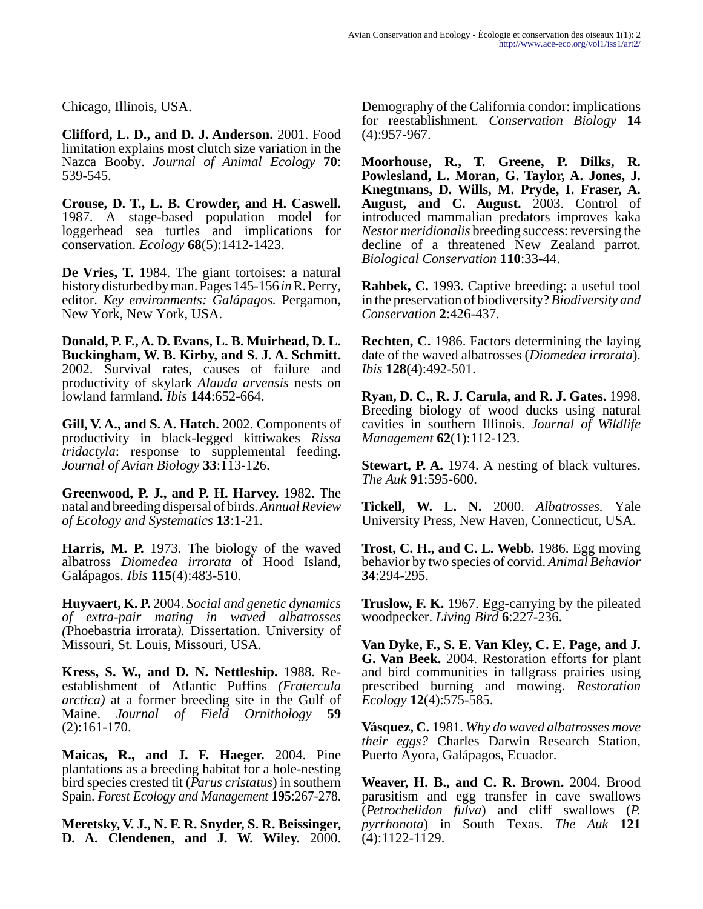Chicago, Illinois, USA.

**Clifford, L. D., and D. J. Anderson.** 2001. Food limitation explains most clutch size variation in the Nazca Booby. *Journal of Animal Ecology* **70**: 539-545.

**Crouse, D. T., L. B. Crowder, and H. Caswell.** 1987. A stage-based population model for loggerhead sea turtles and implications for conservation. *Ecology* **68**(5):1412-1423.

**De Vries, T.** 1984. The giant tortoises: a natural history disturbed by man. Pages 145-156 *in* R. Perry, editor. *Key environments: Galápagos.* Pergamon, New York, New York, USA.

**Donald, P. F., A. D. Evans, L. B. Muirhead, D. L. Buckingham, W. B. Kirby, and S. J. A. Schmitt.** 2002. Survival rates, causes of failure and productivity of skylark *Alauda arvensis* nests on lowland farmland. *Ibis* **144**:652-664.

**Gill, V. A., and S. A. Hatch.** 2002. Components of productivity in black-legged kittiwakes *Rissa tridactyla*: response to supplemental feeding. *Journal of Avian Biology* **33**:113-126.

**Greenwood, P. J., and P. H. Harvey.** 1982. The natal and breeding dispersal of birds. *Annual Review of Ecology and Systematics* **13**:1-21.

**Harris, M. P.** 1973. The biology of the waved albatross *Diomedea irrorata* of Hood Island, Galápagos. *Ibis* **115**(4):483-510.

**Huyvaert, K. P.** 2004. *Social and genetic dynamics of extra-pair mating in waved albatrosses (*Phoebastria irrorata*).* Dissertation. University of Missouri, St. Louis, Missouri, USA.

**Kress, S. W., and D. N. Nettleship.** 1988. Re-establishment of Atlantic Puffins *(Fratercula arctica)* at a former breeding site in the Gulf of Maine. *Journal of Field Ornithology* **59** (2):161-170.

**Maicas, R., and J. F. Haeger.** 2004. Pine plantations as a breeding habitat for a hole-nesting bird species crested tit (*Parus cristatus*) in southern Spain. *Forest Ecology and Management* **195**:267-278.

**Meretsky, V. J., N. F. R. Snyder, S. R. Beissinger, D. A. Clendenen, and J. W. Wiley.** 2000. Demography of the California condor: implications for reestablishment. *Conservation Biology* **14** (4):957-967.

**Moorhouse, R., T. Greene, P. Dilks, R. Powlesland, L. Moran, G. Taylor, A. Jones, J. Knegtmans, D. Wills, M. Pryde, I. Fraser, A. August, and C. August.** 2003. Control of introduced mammalian predators improves kaka *Nestor meridionalis* breeding success: reversing the decline of a threatened New Zealand parrot. *Biological Conservation* **110**:33-44.

**Rahbek, C.** 1993. Captive breeding: a useful tool in the preservation of biodiversity? *Biodiversity and Conservation* **2**:426-437.

**Rechten, C.** 1986. Factors determining the laying date of the waved albatrosses (*Diomedea irrorata*). *Ibis* **128**(4):492-501.

**Ryan, D. C., R. J. Carula, and R. J. Gates.** 1998. Breeding biology of wood ducks using natural cavities in southern Illinois. *Journal of Wildlife Management* **62**(1):112-123.

**Stewart, P. A.** 1974. A nesting of black vultures. *The Auk* **91**:595-600.

**Tickell, W. L. N.** 2000. *Albatrosses.* Yale University Press, New Haven, Connecticut, USA.

**Trost, C. H., and C. L. Webb.** 1986. Egg moving behavior by two species of corvid. *Animal Behavior* **34**:294-295.

**Truslow, F. K.** 1967. Egg-carrying by the pileated woodpecker. *Living Bird* **6**:227-236.

**Van Dyke, F., S. E. Van Kley, C. E. Page, and J. G. Van Beek.** 2004. Restoration efforts for plant and bird communities in tallgrass prairies using prescribed burning and mowing. *Restoration Ecology* **12**(4):575-585.

**Vásquez, C.** 1981. *Why do waved albatrosses move their eggs?* Charles Darwin Research Station, Puerto Ayora, Galápagos, Ecuador.

**Weaver, H. B., and C. R. Brown.** 2004. Brood parasitism and egg transfer in cave swallows (*Petrochelidon fulva*) and cliff swallows (*P. pyrrhonota*) in South Texas. *The Auk* **121** (4):1122-1129.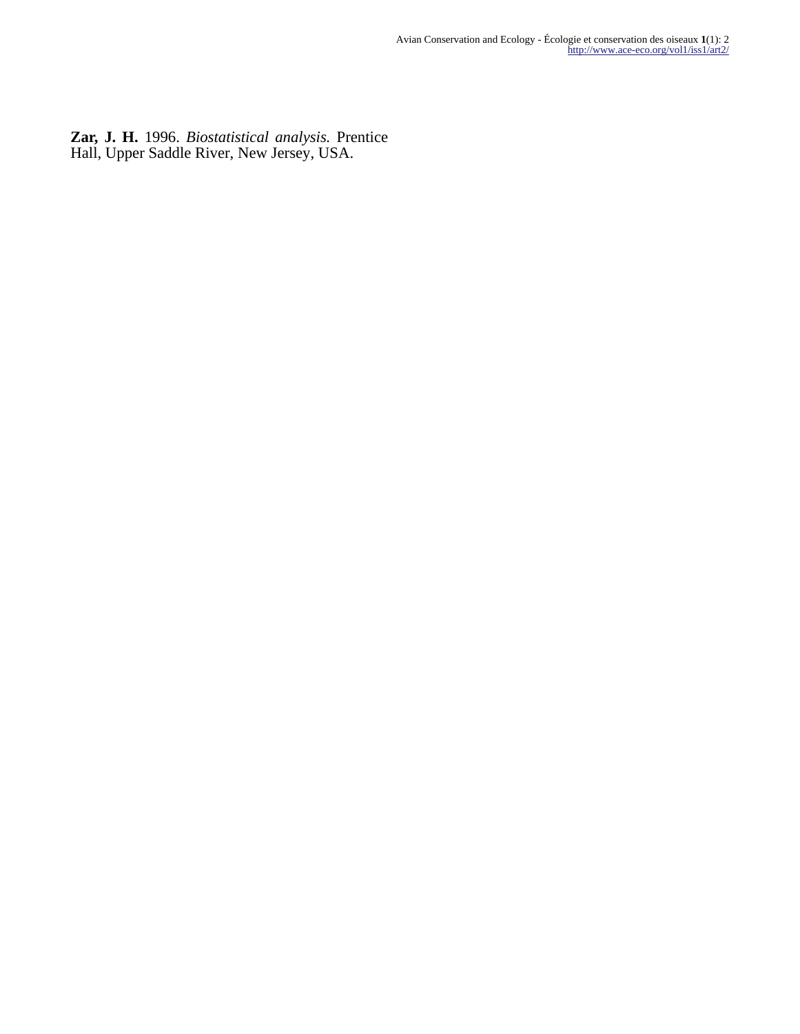**Zar, J. H.** 1996. *Biostatistical analysis.* Prentice Hall, Upper Saddle River, New Jersey, USA.